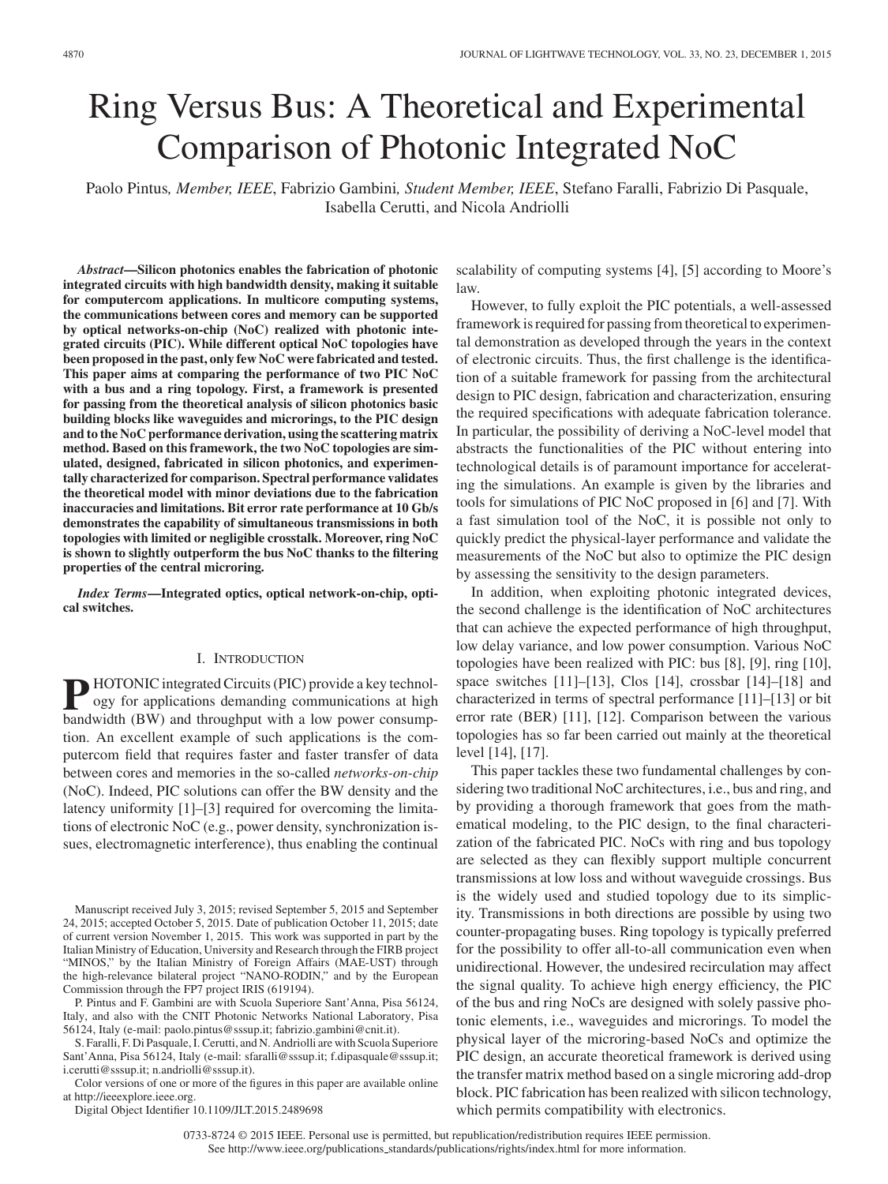# Ring Versus Bus: A Theoretical and Experimental Comparison of Photonic Integrated NoC

Paolo Pintus, *Member, IEEE*, Fabrizio Gambini, *Student Member, IEEE*, Stefano Faralli, Fabrizio Di Pasquale, Isabella Cerutti, and Nicola Andriolli

***Abstract*—Silicon photonics enables the fabrication of photonic integrated circuits with high bandwidth density, making it suitable for computercom applications. In multicore computing systems, the communications between cores and memory can be supported by optical networks-on-chip (NoC) realized with photonic integrated circuits (PIC). While different optical NoC topologies have been proposed in the past, only few NoC were fabricated and tested. This paper aims at comparing the performance of two PIC NoC with a bus and a ring topology. First, a framework is presented for passing from the theoretical analysis of silicon photonics basic building blocks like waveguides and microrings, to the PIC design and to the NoC performance derivation, using the scattering matrix method. Based on this framework, the two NoC topologies are simulated, designed, fabricated in silicon photonics, and experimentally characterized for comparison. Spectral performance validates the theoretical model with minor deviations due to the fabrication inaccuracies and limitations. Bit error rate performance at 10 Gb/s demonstrates the capability of simultaneous transmissions in both topologies with limited or negligible crosstalk. Moreover, ring NoC is shown to slightly outperform the bus NoC thanks to the filtering properties of the central microring.**

***Index Terms*—Integrated optics, optical network-on-chip, optical switches.**

## I. Introduction

Photonic integrated Circuits (PIC) provide a key technology for applications demanding communications at high bandwidth (BW) and throughput with a low power consumption. An excellent example of such applications is the computercom field that requires faster and faster transfer of data between cores and memories in the so-called *networks-on-chip* (NoC). Indeed, PIC solutions can offer the BW density and the latency uniformity [1]–[3] required for overcoming the limitations of electronic NoC (e.g., power density, synchronization issues, electromagnetic interference), thus enabling the continual scalability of computing systems [4], [5] according to Moore's law.

However, to fully exploit the PIC potentials, a well-assessed framework is required for passing from theoretical to experimental demonstration as developed through the years in the context of electronic circuits. Thus, the first challenge is the identification of a suitable framework for passing from the architectural design to PIC design, fabrication and characterization, ensuring the required specifications with adequate fabrication tolerance. In particular, the possibility of deriving a NoC-level model that abstracts the functionalities of the PIC without entering into technological details is of paramount importance for accelerating the simulations. An example is given by the libraries and tools for simulations of PIC NoC proposed in [6] and [7]. With a fast simulation tool of the NoC, it is possible not only to quickly predict the physical-layer performance and validate the measurements of the NoC but also to optimize the PIC design by assessing the sensitivity to the design parameters.

In addition, when exploiting photonic integrated devices, the second challenge is the identification of NoC architectures that can achieve the expected performance of high throughput, low delay variance, and low power consumption. Various NoC topologies have been realized with PIC: bus [8], [9], ring [10], space switches [11]–[13], Clos [14], crossbar [14]–[18] and characterized in terms of spectral performance [11]–[13] or bit error rate (BER) [11], [12]. Comparison between the various topologies has so far been carried out mainly at the theoretical level [14], [17].

This paper tackles these two fundamental challenges by considering two traditional NoC architectures, i.e., bus and ring, and by providing a thorough framework that goes from the mathematical modeling, to the PIC design, to the final characterization of the fabricated PIC. NoCs with ring and bus topology are selected as they can flexibly support multiple concurrent transmissions at low loss and without waveguide crossings. Bus is the widely used and studied topology due to its simplicity. Transmissions in both directions are possible by using two counter-propagating buses. Ring topology is typically preferred for the possibility to offer all-to-all communication even when unidirectional. However, the undesired recirculation may affect the signal quality. To achieve high energy efficiency, the PIC of the bus and ring NoCs are designed with solely passive photonic elements, i.e., waveguides and microrings. To model the physical layer of the microring-based NoCs and optimize the PIC design, an accurate theoretical framework is derived using the transfer matrix method based on a single microring add-drop block. PIC fabrication has been realized with silicon technology, which permits compatibility with electronics.

Manuscript received July 3, 2015; revised September 5, 2015 and September 24, 2015; accepted October 5, 2015. Date of publication October 11, 2015; date of current version November 1, 2015. This work was supported in part by the Italian Ministry of Education, University and Research through the FIRB project "MINOS," by the Italian Ministry of Foreign Affairs (MAE-UST) through the high-relevance bilateral project "NANO-RODIN," and by the European Commission through the FP7 project IRIS (619194).

P. Pintus and F. Gambini are with Scuola Superiore Sant'Anna, Pisa 56124, Italy, and also with the CNIT Photonic Networks National Laboratory, Pisa 56124, Italy (e-mail: paolo.pintus@sssup.it; fabrizio.gambini@cnit.it).

S. Faralli, F. Di Pasquale, I. Cerutti, and N. Andriolli are with Scuola Superiore Sant'Anna, Pisa 56124, Italy (e-mail: sfaralli@sssup.it; f.dipasquale@sssup.it; i.cerutti@sssup.it; n.andriolli@sssup.it).

Color versions of one or more of the figures in this paper are available online at http://ieeexplore.ieee.org.

Digital Object Identifier 10.1109/JLT.2015.2489698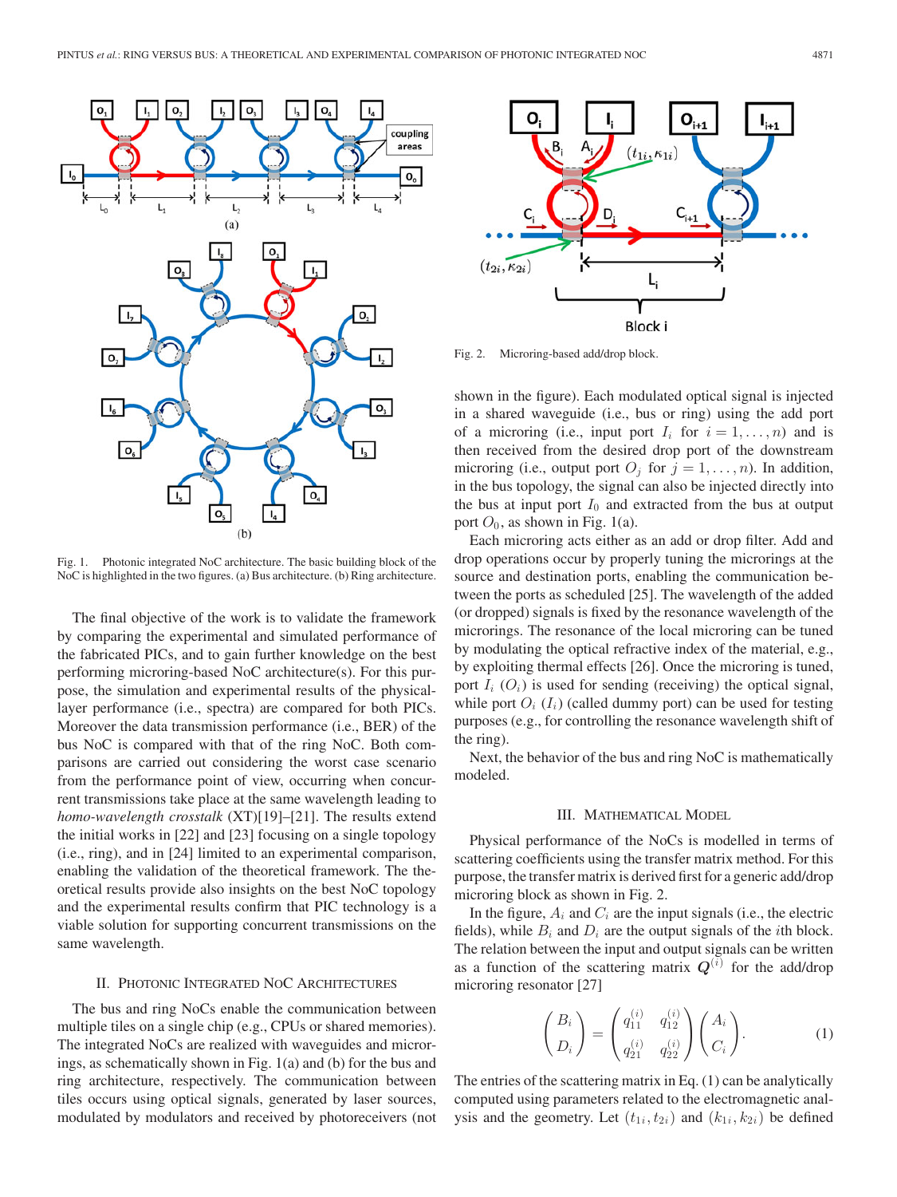Fig. 1. Photonic integrated NoC architecture. The basic building block of the NoC is highlighted in the two figures. (a) Bus architecture. (b) Ring architecture.

The final objective of the work is to validate the framework by comparing the experimental and simulated performance of the fabricated PICs, and to gain further knowledge on the best performing microring-based NoC architecture(s). For this purpose, the simulation and experimental results of the physical-layer performance (i.e., spectra) are compared for both PICs. Moreover the data transmission performance (i.e., BER) of the bus NoC is compared with that of the ring NoC. Both comparisons are carried out considering the worst case scenario from the performance point of view, occurring when concurrent transmissions take place at the same wavelength leading to *homo-wavelength crosstalk* (XT)[19]–[21]. The results extend the initial works in [22] and [23] focusing on a single topology (i.e., ring), and in [24] limited to an experimental comparison, enabling the validation of the theoretical framework. The theoretical results provide also insights on the best NoC topology and the experimental results confirm that PIC technology is a viable solution for supporting concurrent transmissions on the same wavelength.

## II. Photonic Integrated NoC Architectures

The bus and ring NoCs enable the communication between multiple tiles on a single chip (e.g., CPUs or shared memories). The integrated NoCs are realized with waveguides and microrings, as schematically shown in Fig. 1(a) and (b) for the bus and ring architecture, respectively. The communication between tiles occurs using optical signals, generated by laser sources, modulated by modulators and received by photoreceivers (not shown in the figure). Each modulated optical signal is injected in a shared waveguide (i.e., bus or ring) using the add port of a microring (i.e., input port $I_i$ for $i = 1, \ldots, n$) and is then received from the desired drop port of the downstream microring (i.e., output port $O_j$ for $j = 1, \ldots, n$). In addition, in the bus topology, the signal can also be injected directly into the bus at input port $I_0$ and extracted from the bus at output port $O_0$, as shown in Fig. 1(a).

Each microring acts either as an add or drop filter. Add and drop operations occur by properly tuning the microrings at the source and destination ports, enabling the communication between the ports as scheduled [25]. The wavelength of the added (or dropped) signals is fixed by the resonance wavelength of the microrings. The resonance of the local microring can be tuned by modulating the optical refractive index of the material, e.g., by exploiting thermal effects [26]. Once the microring is tuned, port $I_i$ ($O_i$) is used for sending (receiving) the optical signal, while port $O_i$ ($I_i$) (called dummy port) can be used for testing purposes (e.g., for controlling the resonance wavelength shift of the ring).

Next, the behavior of the bus and ring NoC is mathematically modeled.

Fig. 2. Microring-based add/drop block.

## III. Mathematical Model

Physical performance of the NoCs is modelled in terms of scattering coefficients using the transfer matrix method. For this purpose, the transfer matrix is derived first for a generic add/drop microring block as shown in Fig. 2.

In the figure, $A_i$ and $C_i$ are the input signals (i.e., the electric fields), while $B_i$ and $D_i$ are the output signals of the $i$th block. The relation between the input and output signals can be written as a function of the scattering matrix $\boldsymbol{Q}^{(i)}$ for the add/drop microring resonator [27]

$$\begin{pmatrix} B_i \\ D_i \end{pmatrix} = \begin{pmatrix} q_{11}^{(i)} & q_{12}^{(i)} \\ q_{21}^{(i)} & q_{22}^{(i)} \end{pmatrix} \begin{pmatrix} A_i \\ C_i \end{pmatrix}. \tag{1}$$

The entries of the scattering matrix in Eq. (1) can be analytically computed using parameters related to the electromagnetic analysis and the geometry. Let $(t_{1i}, t_{2i})$ and $(k_{1i}, k_{2i})$ be defined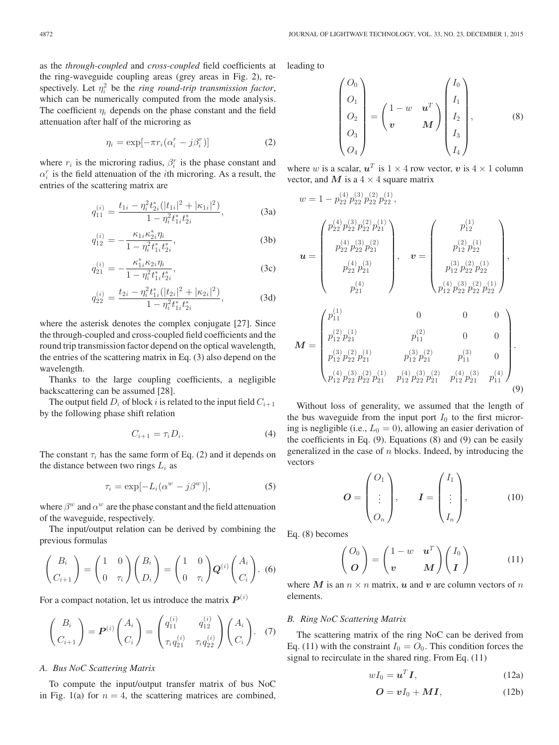as the *through-coupled* and *cross-coupled* field coefficients at the ring-waveguide coupling areas (grey areas in Fig. 2), respectively. Let $\eta_i^2$ be the *ring round-trip transmission factor*, which can be numerically computed from the mode analysis. The coefficient $\eta_i$ depends on the phase constant and the field attenuation after half of the microring as

$$\eta_i = \exp[-\pi r_i(\alpha_i^r - j\beta_i^r)] \tag{2}$$

where $r_i$ is the microring radius, $\beta_i^r$ is the phase constant and $\alpha_i^r$ is the field attenuation of the $i$th microring. As a result, the entries of the scattering matrix are

$$q_{11}^{(i)} = \frac{t_{1i} - \eta_i^2 t_{2i}^*(|t_{1i}|^2 + |\kappa_{1i}|^2)}{1 - \eta_i^2 t_{1i}^* t_{2i}^*}, \tag{3a}$$

$$q_{12}^{(i)} = -\frac{\kappa_{1i}\kappa_{2i}^*\eta_i}{1 - \eta_i^2 t_{1i}^* t_{2i}^*}, \tag{3b}$$

$$q_{21}^{(i)} = -\frac{\kappa_{1i}^*\kappa_{2i}\eta_i}{1 - \eta_i^2 t_{1i}^* t_{2i}^*}, \tag{3c}$$

$$q_{22}^{(i)} = \frac{t_{2i} - \eta_i^2 t_{1i}^*(|t_{2i}|^2 + |\kappa_{2i}|^2)}{1 - \eta_i^2 t_{1i}^* t_{2i}^*}, \tag{3d}$$

where the asterisk denotes the complex conjugate [27]. Since the through-coupled and cross-coupled field coefficients and the round trip transmission factor depend on the optical wavelength, the entries of the scattering matrix in Eq. (3) also depend on the wavelength.

Thanks to the large coupling coefficients, a negligible backscattering can be assumed [28].

The output field $D_i$ of block $i$ is related to the input field $C_{i+1}$ by the following phase shift relation

$$C_{i+1} = \tau_i D_i. \tag{4}$$

The constant $\tau_i$ has the same form of Eq. (2) and it depends on the distance between two rings $L_i$ as

$$\tau_i = \exp[-L_i(\alpha^w - j\beta^w)], \tag{5}$$

where $\beta^w$ and $\alpha^w$ are the phase constant and the field attenuation of the waveguide, respectively.

The input/output relation can be derived by combining the previous formulas

$$\begin{pmatrix} B_i \\ C_{i+1} \end{pmatrix} = \begin{pmatrix} 1 & 0 \\ 0 & \tau_i \end{pmatrix} \begin{pmatrix} B_i \\ D_i \end{pmatrix} = \begin{pmatrix} 1 & 0 \\ 0 & \tau_i \end{pmatrix} \boldsymbol{Q}^{(i)} \begin{pmatrix} A_i \\ C_i \end{pmatrix}. \tag{6}$$

For a compact notation, let us introduce the matrix $\boldsymbol{P}^{(i)}$

$$\begin{pmatrix} B_i \\ C_{i+1} \end{pmatrix} = \boldsymbol{P}^{(i)} \begin{pmatrix} A_i \\ C_i \end{pmatrix} = \begin{pmatrix} q_{11}^{(i)} & q_{12}^{(i)} \\ \tau_i q_{21}^{(i)} & \tau_i q_{22}^{(i)} \end{pmatrix} \begin{pmatrix} A_i \\ C_i \end{pmatrix}. \tag{7}$$

### A. Bus NoC Scattering Matrix

To compute the input/output transfer matrix of bus NoC in Fig. 1(a) for $n = 4$, the scattering matrices are combined, leading to

$$\begin{pmatrix} O_0 \\ O_1 \\ O_2 \\ O_3 \\ O_4 \end{pmatrix} = \begin{pmatrix} 1 - w & \boldsymbol{u}^T \\ \boldsymbol{v} & \boldsymbol{M} \end{pmatrix} \begin{pmatrix} I_0 \\ I_1 \\ I_2 \\ I_3 \\ I_4 \end{pmatrix}, \tag{8}$$

where $w$ is a scalar, $\boldsymbol{u}^T$ is $1 \times 4$ row vector, $\boldsymbol{v}$ is $4 \times 1$ column vector, and $\boldsymbol{M}$ is a $4 \times 4$ square matrix

$$w = 1 - p_{22}^{(4)} p_{22}^{(3)} p_{22}^{(2)} p_{22}^{(1)},$$

$$\boldsymbol{u} = \begin{pmatrix} p_{22}^{(4)} p_{22}^{(3)} p_{22}^{(2)} p_{21}^{(1)} \\ p_{22}^{(4)} p_{22}^{(3)} p_{21}^{(2)} \\ p_{22}^{(4)} p_{21}^{(3)} \\ p_{21}^{(4)} \end{pmatrix}, \quad \boldsymbol{v} = \begin{pmatrix} p_{12}^{(1)} \\ p_{12}^{(2)} p_{22}^{(1)} \\ p_{12}^{(3)} p_{22}^{(2)} p_{22}^{(1)} \\ p_{12}^{(4)} p_{22}^{(3)} p_{22}^{(2)} p_{22}^{(1)} \end{pmatrix},$$

$$\boldsymbol{M} = \begin{pmatrix} p_{11}^{(1)} & 0 & 0 & 0 \\ p_{12}^{(2)} p_{21}^{(1)} & p_{11}^{(2)} & 0 & 0 \\ p_{12}^{(3)} p_{22}^{(2)} p_{21}^{(1)} & p_{12}^{(3)} p_{21}^{(2)} & p_{11}^{(3)} & 0 \\ p_{12}^{(4)} p_{22}^{(3)} p_{22}^{(2)} p_{21}^{(1)} & p_{12}^{(4)} p_{22}^{(3)} p_{21}^{(2)} & p_{12}^{(4)} p_{21}^{(3)} & p_{11}^{(4)} \end{pmatrix}. \tag{9}$$

Without loss of generality, we assumed that the length of the bus waveguide from the input port $I_0$ to the first microring is negligible (i.e., $L_0 = 0$), allowing an easier derivation of the coefficients in Eq. (9). Equations (8) and (9) can be easily generalized in the case of $n$ blocks. Indeed, by introducing the vectors

$$\boldsymbol{O} = \begin{pmatrix} O_1 \\ \vdots \\ O_n \end{pmatrix}, \qquad \boldsymbol{I} = \begin{pmatrix} I_1 \\ \vdots \\ I_n \end{pmatrix}, \tag{10}$$

Eq. (8) becomes

$$\begin{pmatrix} O_0 \\ \boldsymbol{O} \end{pmatrix} = \begin{pmatrix} 1 - w & \boldsymbol{u}^T \\ \boldsymbol{v} & \boldsymbol{M} \end{pmatrix} \begin{pmatrix} I_0 \\ \boldsymbol{I} \end{pmatrix} \tag{11}$$

where $\boldsymbol{M}$ is an $n \times n$ matrix, $\boldsymbol{u}$ and $\boldsymbol{v}$ are column vectors of $n$ elements.

### B. Ring NoC Scattering Matrix

The scattering matrix of the ring NoC can be derived from Eq. (11) with the constraint $I_0 = O_0$. This condition forces the signal to recirculate in the shared ring. From Eq. (11)

$$w I_0 = \boldsymbol{u}^T \boldsymbol{I}, \tag{12a}$$

$$\boldsymbol{O} = \boldsymbol{v} I_0 + \boldsymbol{M}\boldsymbol{I}, \tag{12b}$$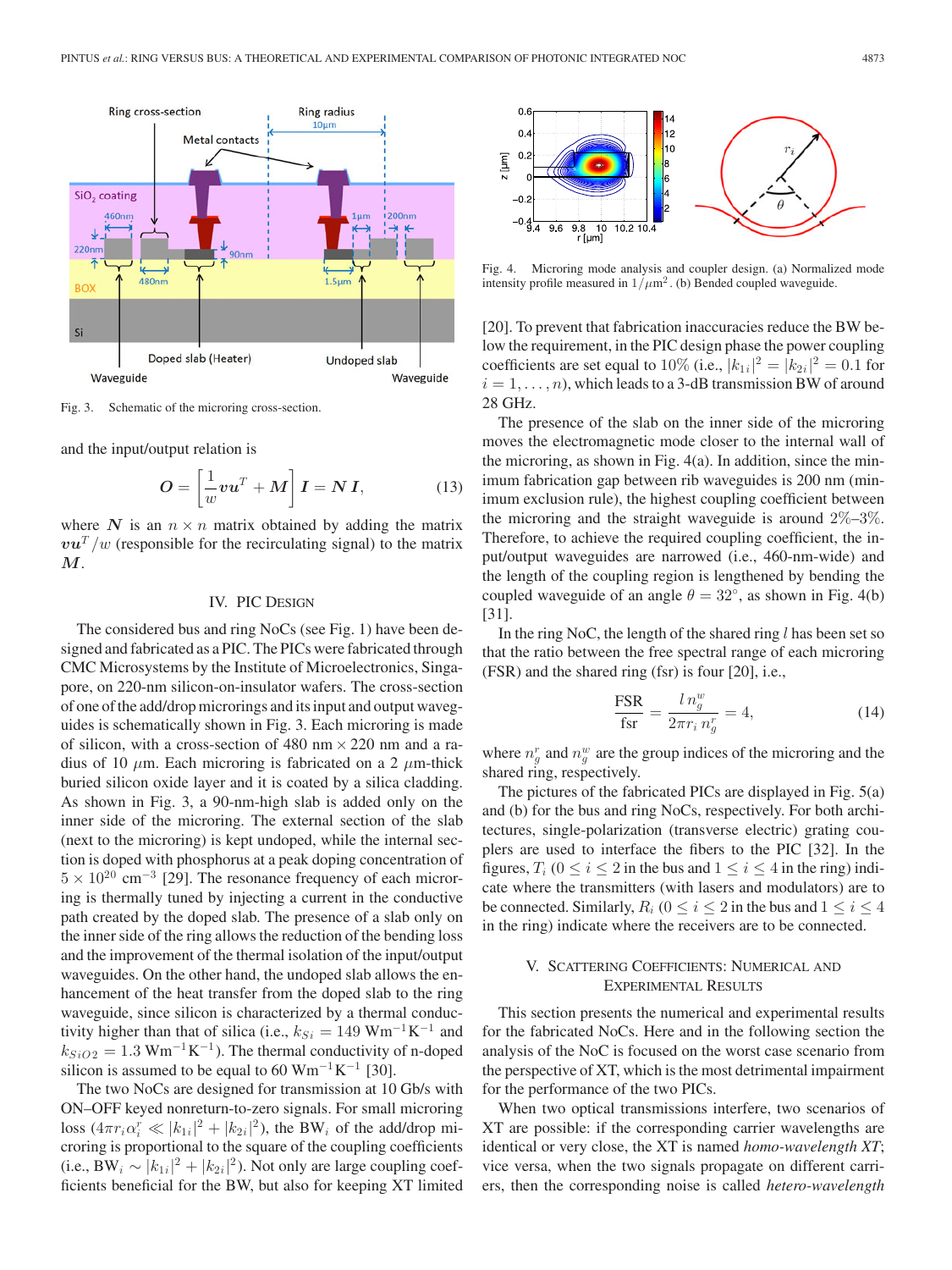Fig. 3. Schematic of the microring cross-section.

and the input/output relation is

$$\boldsymbol{O} = \left[\frac{1}{w}\boldsymbol{v}\boldsymbol{u}^T + \boldsymbol{M}\right]\boldsymbol{I} = \boldsymbol{N}\,\boldsymbol{I}, \tag{13}$$

where $\boldsymbol{N}$ is an $n \times n$ matrix obtained by adding the matrix $\boldsymbol{v}\boldsymbol{u}^T/w$ (responsible for the recirculating signal) to the matrix $\boldsymbol{M}$.

## IV. PIC Design

The considered bus and ring NoCs (see Fig. 1) have been designed and fabricated as a PIC. The PICs were fabricated through CMC Microsystems by the Institute of Microelectronics, Singapore, on 220-nm silicon-on-insulator wafers. The cross-section of one of the add/drop microrings and its input and output waveguides is schematically shown in Fig. 3. Each microring is made of silicon, with a cross-section of 480 nm × 220 nm and a radius of 10 $\mu$m. Each microring is fabricated on a 2 $\mu$m-thick buried silicon oxide layer and it is coated by a silica cladding. As shown in Fig. 3, a 90-nm-high slab is added only on the inner side of the microring. The external section of the slab (next to the microring) is kept undoped, while the internal section is doped with phosphorus at a peak doping concentration of $5 \times 10^{20}$ cm$^{-3}$ [29]. The resonance frequency of each microring is thermally tuned by injecting a current in the conductive path created by the doped slab. The presence of a slab only on the inner side of the ring allows the reduction of the bending loss and the improvement of the thermal isolation of the input/output waveguides. On the other hand, the undoped slab allows the enhancement of the heat transfer from the doped slab to the ring waveguide, since silicon is characterized by a thermal conductivity higher than that of silica (i.e., $k_{Si} = 149$ Wm$^{-1}$K$^{-1}$ and $k_{SiO2} = 1.3$ Wm$^{-1}$K$^{-1}$). The thermal conductivity of n-doped silicon is assumed to be equal to 60 Wm$^{-1}$K$^{-1}$ [30].

The two NoCs are designed for transmission at 10 Gb/s with ON–OFF keyed nonreturn-to-zero signals. For small microring loss ($4\pi r_i \alpha_i^r \ll |k_{1i}|^2 + |k_{2i}|^2$), the BW$_i$ of the add/drop microring is proportional to the square of the coupling coefficients (i.e., BW$_i \sim |k_{1i}|^2 + |k_{2i}|^2$). Not only are large coupling coefficients beneficial for the BW, but also for keeping XT limited [20]. To prevent that fabrication inaccuracies reduce the BW below the requirement, in the PIC design phase the power coupling coefficients are set equal to 10% (i.e., $|k_{1i}|^2 = |k_{2i}|^2 = 0.1$ for $i = 1, \ldots, n$), which leads to a 3-dB transmission BW of around 28 GHz.

Fig. 4. Microring mode analysis and coupler design. (a) Normalized mode intensity profile measured in $1/\mu$m$^2$. (b) Bended coupled waveguide.

The presence of the slab on the inner side of the microring moves the electromagnetic mode closer to the internal wall of the microring, as shown in Fig. 4(a). In addition, since the minimum fabrication gap between rib waveguides is 200 nm (minimum exclusion rule), the highest coupling coefficient between the microring and the straight waveguide is around 2%–3%. Therefore, to achieve the required coupling coefficient, the input/output waveguides are narrowed (i.e., 460-nm-wide) and the length of the coupling region is lengthened by bending the coupled waveguide of an angle $\theta = 32^\circ$, as shown in Fig. 4(b) [31].

In the ring NoC, the length of the shared ring $l$ has been set so that the ratio between the free spectral range of each microring (FSR) and the shared ring (fsr) is four [20], i.e.,

$$\frac{\text{FSR}}{\text{fsr}} = \frac{l\, n_g^w}{2\pi r_i\, n_g^r} = 4, \tag{14}$$

where $n_g^r$ and $n_g^w$ are the group indices of the microring and the shared ring, respectively.

The pictures of the fabricated PICs are displayed in Fig. 5(a) and (b) for the bus and ring NoCs, respectively. For both architectures, single-polarization (transverse electric) grating couplers are used to interface the fibers to the PIC [32]. In the figures, $T_i$ ($0 \le i \le 2$ in the bus and $1 \le i \le 4$ in the ring) indicate where the transmitters (with lasers and modulators) are to be connected. Similarly, $R_i$ ($0 \le i \le 2$ in the bus and $1 \le i \le 4$ in the ring) indicate where the receivers are to be connected.

## V. Scattering Coefficients: Numerical and Experimental Results

This section presents the numerical and experimental results for the fabricated NoCs. Here and in the following section the analysis of the NoC is focused on the worst case scenario from the perspective of XT, which is the most detrimental impairment for the performance of the two PICs.

When two optical transmissions interfere, two scenarios of XT are possible: if the corresponding carrier wavelengths are identical or very close, the XT is named *homo-wavelength XT*; vice versa, when the two signals propagate on different carriers, then the corresponding noise is called *hetero-wavelength*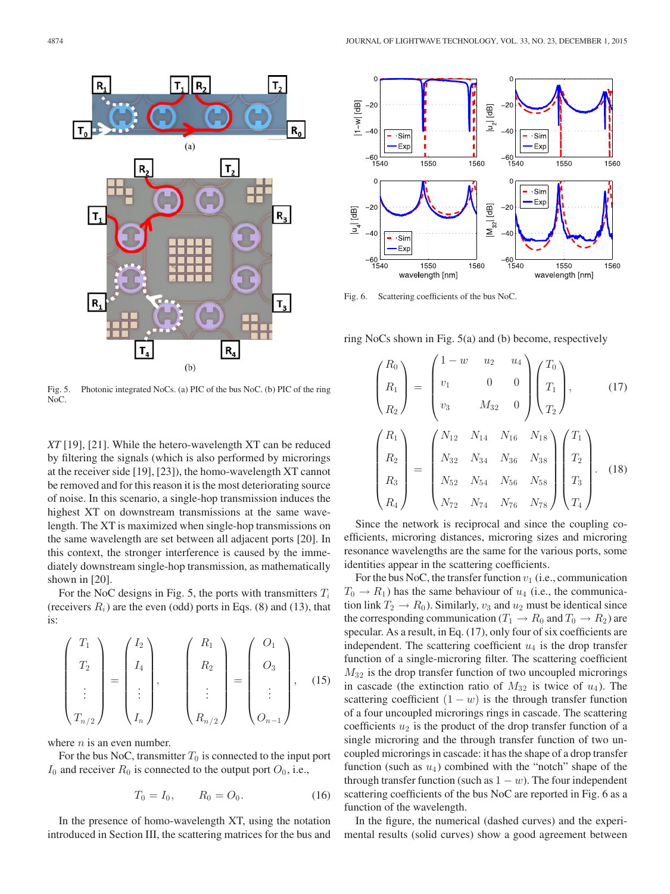Fig. 5. Photonic integrated NoCs. (a) PIC of the bus NoC. (b) PIC of the ring NoC.

*XT* [19], [21]. While the hetero-wavelength XT can be reduced by filtering the signals (which is also performed by microrings at the receiver side [19], [23]), the homo-wavelength XT cannot be removed and for this reason it is the most deteriorating source of noise. In this scenario, a single-hop transmission induces the highest XT on downstream transmissions at the same wavelength. The XT is maximized when single-hop transmissions on the same wavelength are set between all adjacent ports [20]. In this context, the stronger interference is caused by the immediately downstream single-hop transmission, as mathematically shown in [20].

For the NoC designs in Fig. 5, the ports with transmitters $T_i$ (receivers $R_i$) are the even (odd) ports in Eqs. (8) and (13), that is:

$$\begin{pmatrix} T_1 \\ T_2 \\ \vdots \\ T_{n/2} \end{pmatrix} = \begin{pmatrix} I_2 \\ I_4 \\ \vdots \\ I_n \end{pmatrix}, \quad \begin{pmatrix} R_1 \\ R_2 \\ \vdots \\ R_{n/2} \end{pmatrix} = \begin{pmatrix} O_1 \\ O_3 \\ \vdots \\ O_{n-1} \end{pmatrix}, \tag{15}$$

where $n$ is an even number.

For the bus NoC, transmitter $T_0$ is connected to the input port $I_0$ and receiver $R_0$ is connected to the output port $O_0$, i.e.,

$$T_0 = I_0, \qquad R_0 = O_0. \tag{16}$$

In the presence of homo-wavelength XT, using the notation introduced in Section III, the scattering matrices for the bus and ring NoCs shown in Fig. 5(a) and (b) become, respectively

$$\begin{pmatrix} R_0 \\ R_1 \\ R_2 \end{pmatrix} = \begin{pmatrix} 1-w & u_2 & u_4 \\ v_1 & 0 & 0 \\ v_3 & M_{32} & 0 \end{pmatrix} \begin{pmatrix} T_0 \\ T_1 \\ T_2 \end{pmatrix}, \tag{17}$$

$$\begin{pmatrix} R_1 \\ R_2 \\ R_3 \\ R_4 \end{pmatrix} = \begin{pmatrix} N_{12} & N_{14} & N_{16} & N_{18} \\ N_{32} & N_{34} & N_{36} & N_{38} \\ N_{52} & N_{54} & N_{56} & N_{58} \\ N_{72} & N_{74} & N_{76} & N_{78} \end{pmatrix} \begin{pmatrix} T_1 \\ T_2 \\ T_3 \\ T_4 \end{pmatrix}. \tag{18}$$

Since the network is reciprocal and since the coupling coefficients, microring distances, microring sizes and microring resonance wavelengths are the same for the various ports, some identities appear in the scattering coefficients.

For the bus NoC, the transfer function $v_1$ (i.e., communication $T_0 \rightarrow R_1$) has the same behaviour of $u_4$ (i.e., the communication link $T_2 \rightarrow R_0$). Similarly, $v_3$ and $u_2$ must be identical since the corresponding communication ($T_1 \rightarrow R_0$ and $T_0 \rightarrow R_2$) are specular. As a result, in Eq. (17), only four of six coefficients are independent. The scattering coefficient $u_4$ is the drop transfer function of a single-microring filter. The scattering coefficient $M_{32}$ is the drop transfer function of two uncoupled microrings in cascade (the extinction ratio of $M_{32}$ is twice of $u_4$). The scattering coefficient $(1-w)$ is the through transfer function of a four uncoupled microrings rings in cascade. The scattering coefficients $u_2$ is the product of the drop transfer function of a single microring and the through transfer function of two uncoupled microrings in cascade: it has the shape of a drop transfer function (such as $u_4$) combined with the "notch" shape of the through transfer function (such as $1-w$). The four independent scattering coefficients of the bus NoC are reported in Fig. 6 as a function of the wavelength.

Fig. 6. Scattering coefficients of the bus NoC.

In the figure, the numerical (dashed curves) and the experimental results (solid curves) show a good agreement between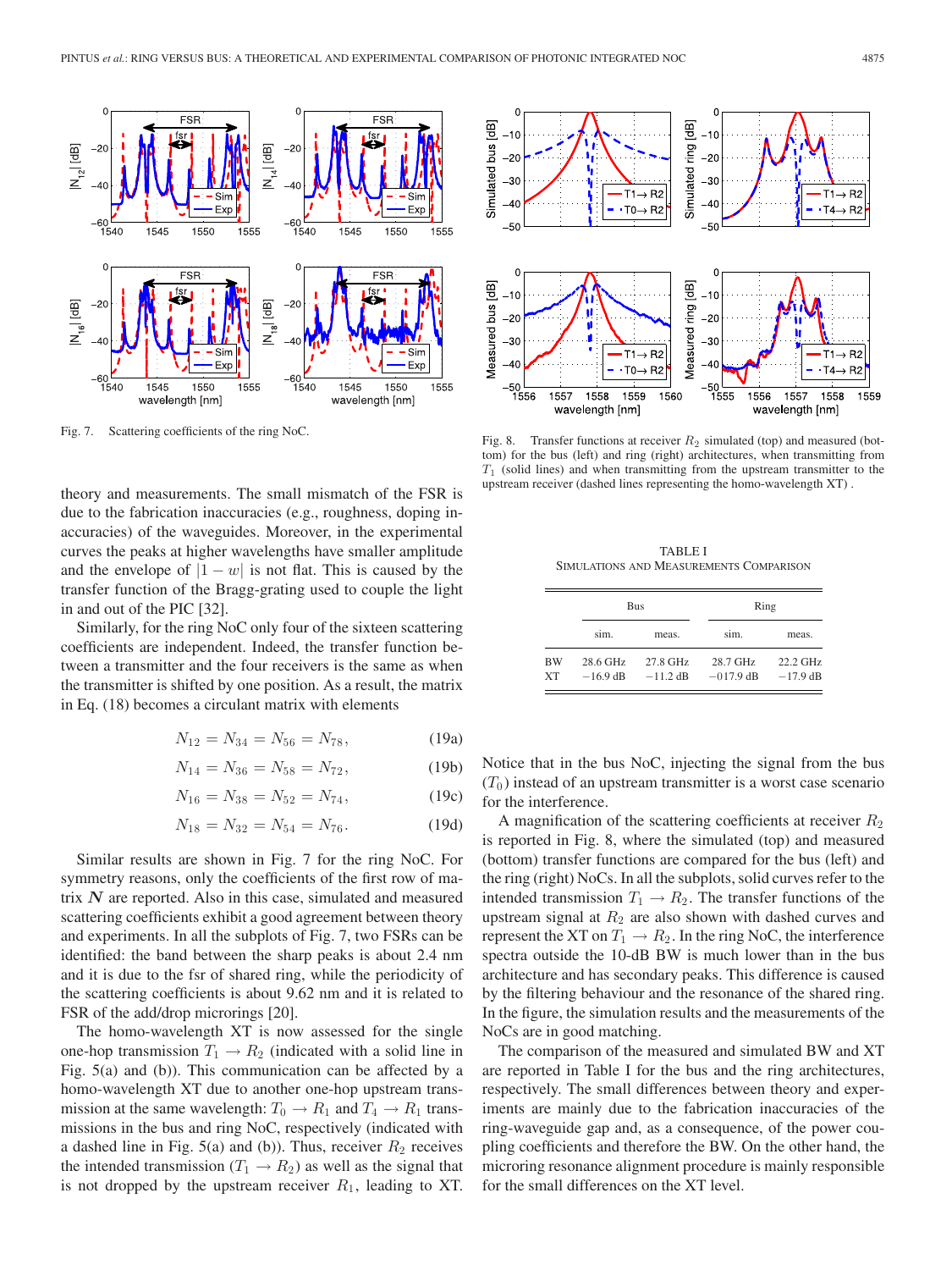Fig. 7. Scattering coefficients of the ring NoC.

theory and measurements. The small mismatch of the FSR is due to the fabrication inaccuracies (e.g., roughness, doping inaccuracies) of the waveguides. Moreover, in the experimental curves the peaks at higher wavelengths have smaller amplitude and the envelope of $|1-w|$ is not flat. This is caused by the transfer function of the Bragg-grating used to couple the light in and out of the PIC [32].

Similarly, for the ring NoC only four of the sixteen scattering coefficients are independent. Indeed, the transfer function between a transmitter and the four receivers is the same as when the transmitter is shifted by one position. As a result, the matrix in Eq. (18) becomes a circulant matrix with elements

$$N_{12} = N_{34} = N_{56} = N_{78}, \tag{19a}$$

$$N_{14} = N_{36} = N_{58} = N_{72}, \tag{19b}$$

$$N_{16} = N_{38} = N_{52} = N_{74}, \tag{19c}$$

$$N_{18} = N_{32} = N_{54} = N_{76}. \tag{19d}$$

Similar results are shown in Fig. 7 for the ring NoC. For symmetry reasons, only the coefficients of the first row of matrix $\boldsymbol{N}$ are reported. Also in this case, simulated and measured scattering coefficients exhibit a good agreement between theory and experiments. In all the subplots of Fig. 7, two FSRs can be identified: the band between the sharp peaks is about 2.4 nm and it is due to the fsr of shared ring, while the periodicity of the scattering coefficients is about 9.62 nm and it is related to FSR of the add/drop microrings [20].

The homo-wavelength XT is now assessed for the single one-hop transmission $T_1 \rightarrow R_2$ (indicated with a solid line in Fig. 5(a) and (b)). This communication can be affected by a homo-wavelength XT due to another one-hop upstream transmission at the same wavelength: $T_0 \rightarrow R_1$ and $T_4 \rightarrow R_1$ transmissions in the bus and ring NoC, respectively (indicated with a dashed line in Fig. 5(a) and (b)). Thus, receiver $R_2$ receives the intended transmission ($T_1 \rightarrow R_2$) as well as the signal that is not dropped by the upstream receiver $R_1$, leading to XT.

Fig. 8. Transfer functions at receiver $R_2$ simulated (top) and measured (bottom) for the bus (left) and ring (right) architectures, when transmitting from $T_1$ (solid lines) and when transmitting from the upstream transmitter to the upstream receiver (dashed lines representing the homo-wavelength XT) .

TABLE I
SIMULATIONS AND MEASUREMENTS COMPARISON

| | Bus | | Ring | |
|---|---|---|---|---|
| | sim. | meas. | sim. | meas. |
| BW | 28.6 GHz | 27.8 GHz | 28.7 GHz | 22.2 GHz |
| XT | −16.9 dB | −11.2 dB | −017.9 dB | −17.9 dB |

Notice that in the bus NoC, injecting the signal from the bus ($T_0$) instead of an upstream transmitter is a worst case scenario for the interference.

A magnification of the scattering coefficients at receiver $R_2$ is reported in Fig. 8, where the simulated (top) and measured (bottom) transfer functions are compared for the bus (left) and the ring (right) NoCs. In all the subplots, solid curves refer to the intended transmission $T_1 \rightarrow R_2$. The transfer functions of the upstream signal at $R_2$ are also shown with dashed curves and represent the XT on $T_1 \rightarrow R_2$. In the ring NoC, the interference spectra outside the 10-dB BW is much lower than in the bus architecture and has secondary peaks. This difference is caused by the filtering behaviour and the resonance of the shared ring. In the figure, the simulation results and the measurements of the NoCs are in good matching.

The comparison of the measured and simulated BW and XT are reported in Table I for the bus and the ring architectures, respectively. The small differences between theory and experiments are mainly due to the fabrication inaccuracies of the ring-waveguide gap and, as a consequence, of the power coupling coefficients and therefore the BW. On the other hand, the microring resonance alignment procedure is mainly responsible for the small differences on the XT level.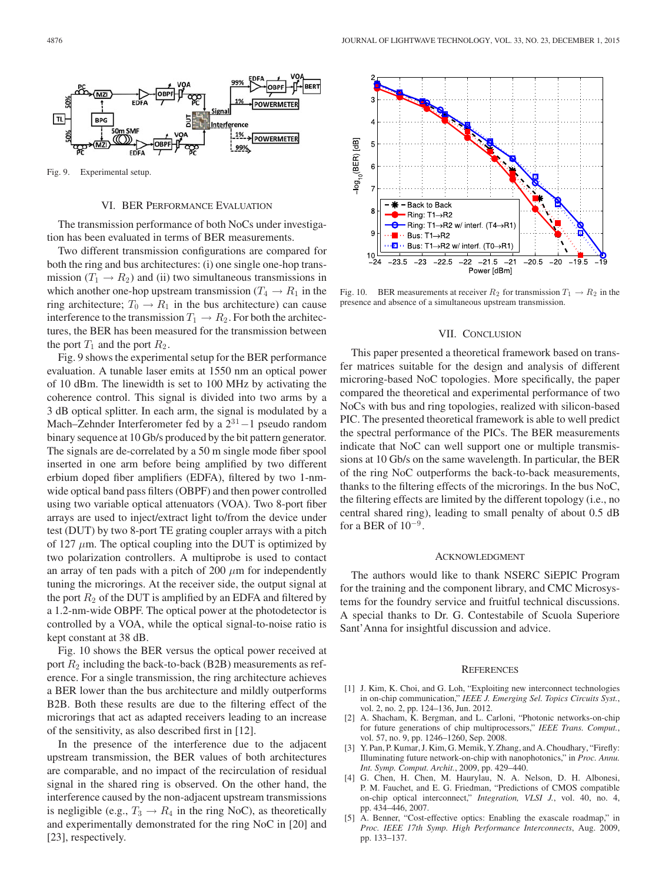Fig. 9. Experimental setup.

## VI. BER Performance Evaluation

The transmission performance of both NoCs under investigation has been evaluated in terms of BER measurements.

Two different transmission configurations are compared for both the ring and bus architectures: (i) one single one-hop transmission ($T_1 \rightarrow R_2$) and (ii) two simultaneous transmissions in which another one-hop upstream transmission ($T_4 \rightarrow R_1$ in the ring architecture; $T_0 \rightarrow R_1$ in the bus architecture) can cause interference to the transmission $T_1 \rightarrow R_2$. For both the architectures, the BER has been measured for the transmission between the port $T_1$ and the port $R_2$.

Fig. 9 shows the experimental setup for the BER performance evaluation. A tunable laser emits at 1550 nm an optical power of 10 dBm. The linewidth is set to 100 MHz by activating the coherence control. This signal is divided into two arms by a 3 dB optical splitter. In each arm, the signal is modulated by a Mach–Zehnder Interferometer fed by a $2^{31}-1$ pseudo random binary sequence at 10 Gb/s produced by the bit pattern generator. The signals are de-correlated by a 50 m single mode fiber spool inserted in one arm before being amplified by two different erbium doped fiber amplifiers (EDFA), filtered by two 1-nm-wide optical band pass filters (OBPF) and then power controlled using two variable optical attenuators (VOA). Two 8-port fiber arrays are used to inject/extract light to/from the device under test (DUT) by two 8-port TE grating coupler arrays with a pitch of 127 $\mu$m. The optical coupling into the DUT is optimized by two polarization controllers. A multiprobe is used to contact an array of ten pads with a pitch of 200 $\mu$m for independently tuning the microrings. At the receiver side, the output signal at the port $R_2$ of the DUT is amplified by an EDFA and filtered by a 1.2-nm-wide OBPF. The optical power at the photodetector is controlled by a VOA, while the optical signal-to-noise ratio is kept constant at 38 dB.

Fig. 10 shows the BER versus the optical power received at port $R_2$ including the back-to-back (B2B) measurements as reference. For a single transmission, the ring architecture achieves a BER lower than the bus architecture and mildly outperforms B2B. Both these results are due to the filtering effect of the microrings that act as adapted receivers leading to an increase of the sensitivity, as also described first in [12].

In the presence of the interference due to the adjacent upstream transmission, the BER values of both architectures are comparable, and no impact of the recirculation of residual signal in the shared ring is observed. On the other hand, the interference caused by the non-adjacent upstream transmissions is negligible (e.g., $T_3 \rightarrow R_4$ in the ring NoC), as theoretically and experimentally demonstrated for the ring NoC in [20] and [23], respectively.

Fig. 10. BER measurements at receiver $R_2$ for transmission $T_1 \rightarrow R_2$ in the presence and absence of a simultaneous upstream transmission.

## VII. Conclusion

This paper presented a theoretical framework based on transfer matrices suitable for the design and analysis of different microring-based NoC topologies. More specifically, the paper compared the theoretical and experimental performance of two NoCs with bus and ring topologies, realized with silicon-based PIC. The presented theoretical framework is able to well predict the spectral performance of the PICs. The BER measurements indicate that NoC can well support one or multiple transmissions at 10 Gb/s on the same wavelength. In particular, the BER of the ring NoC outperforms the back-to-back measurements, thanks to the filtering effects of the microrings. In the bus NoC, the filtering effects are limited by the different topology (i.e., no central shared ring), leading to small penalty of about 0.5 dB for a BER of $10^{-9}$.

## Acknowledgment

The authors would like to thank NSERC SiEPIC Program for the training and the component library, and CMC Microsystems for the foundry service and fruitful technical discussions. A special thanks to Dr. G. Contestabile of Scuola Superiore Sant'Anna for insightful discussion and advice.

## References

[1] J. Kim, K. Choi, and G. Loh, "Exploiting new interconnect technologies in on-chip communication," *IEEE J. Emerging Sel. Topics Circuits Syst.*, vol. 2, no. 2, pp. 124–136, Jun. 2012.

[2] A. Shacham, K. Bergman, and L. Carloni, "Photonic networks-on-chip for future generations of chip multiprocessors," *IEEE Trans. Comput.*, vol. 57, no. 9, pp. 1246–1260, Sep. 2008.

[3] Y. Pan, P. Kumar, J. Kim, G. Memik, Y. Zhang, and A. Choudhary, "Firefly: Illuminating future network-on-chip with nanophotonics," in *Proc. Annu. Int. Symp. Comput. Archit.*, 2009, pp. 429–440.

[4] G. Chen, H. Chen, M. Haurylau, N. A. Nelson, D. H. Albonesi, P. M. Fauchet, and E. G. Friedman, "Predictions of CMOS compatible on-chip optical interconnect," *Integration, VLSI J.*, vol. 40, no. 4, pp. 434–446, 2007.

[5] A. Benner, "Cost-effective optics: Enabling the exascale roadmap," in *Proc. IEEE 17th Symp. High Performance Interconnects*, Aug. 2009, pp. 133–137.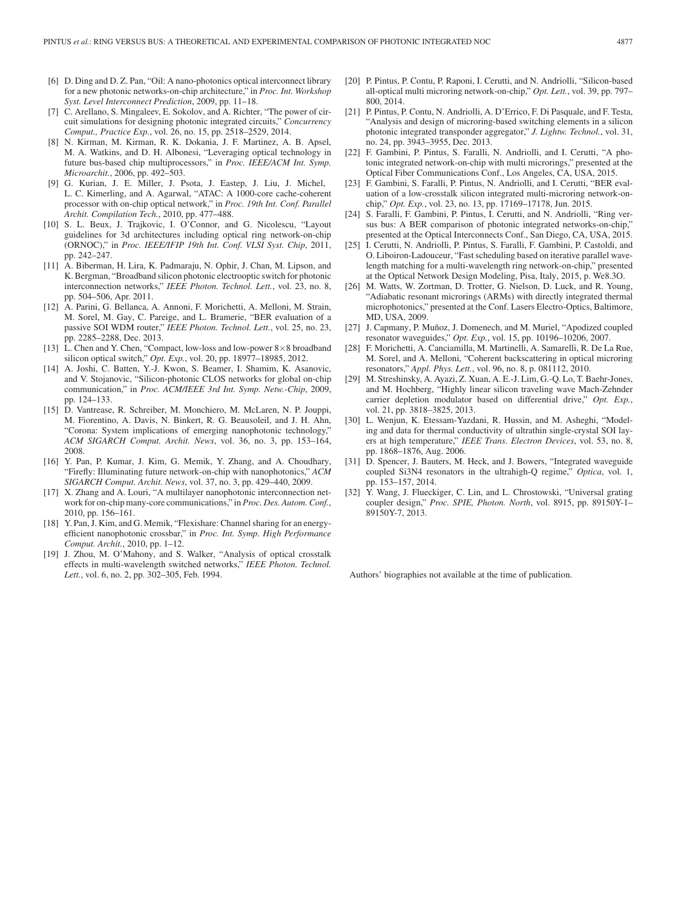[6] D. Ding and D. Z. Pan, "Oil: A nano-photonics optical interconnect library for a new photonic networks-on-chip architecture," in *Proc. Int. Workshop Syst. Level Interconnect Prediction*, 2009, pp. 11–18.

[7] C. Arellano, S. Mingaleev, E. Sokolov, and A. Richter, "The power of circuit simulations for designing photonic integrated circuits," *Concurrency Comput., Practice Exp.*, vol. 26, no. 15, pp. 2518–2529, 2014.

[8] N. Kirman, M. Kirman, R. K. Dokania, J. F. Martinez, A. B. Apsel, M. A. Watkins, and D. H. Albonesi, "Leveraging optical technology in future bus-based chip multiprocessors," in *Proc. IEEE/ACM Int. Symp. Microarchit.*, 2006, pp. 492–503.

[9] G. Kurian, J. E. Miller, J. Psota, J. Eastep, J. Liu, J. Michel, L. C. Kimerling, and A. Agarwal, "ATAC: A 1000-core cache-coherent processor with on-chip optical network," in *Proc. 19th Int. Conf. Parallel Archit. Compilation Tech.*, 2010, pp. 477–488.

[10] S. L. Beux, J. Trajkovic, I. O'Connor, and G. Nicolescu, "Layout guidelines for 3d architectures including optical ring network-on-chip (ORNOC)," in *Proc. IEEE/IFIP 19th Int. Conf. VLSI Syst. Chip*, 2011, pp. 242–247.

[11] A. Biberman, H. Lira, K. Padmaraju, N. Ophir, J. Chan, M. Lipson, and K. Bergman, "Broadband silicon photonic electrooptic switch for photonic interconnection networks," *IEEE Photon. Technol. Lett.*, vol. 23, no. 8, pp. 504–506, Apr. 2011.

[12] A. Parini, G. Bellanca, A. Annoni, F. Morichetti, A. Melloni, M. Strain, M. Sorel, M. Gay, C. Pareige, and L. Bramerie, "BER evaluation of a passive SOI WDM router," *IEEE Photon. Technol. Lett.*, vol. 25, no. 23, pp. 2285–2288, Dec. 2013.

[13] L. Chen and Y. Chen, "Compact, low-loss and low-power $8\times8$ broadband silicon optical switch," *Opt. Exp.*, vol. 20, pp. 18977–18985, 2012.

[14] A. Joshi, C. Batten, Y.-J. Kwon, S. Beamer, I. Shamim, K. Asanovic, and V. Stojanovic, "Silicon-photonic CLOS networks for global on-chip communication," in *Proc. ACM/IEEE 3rd Int. Symp. Netw.-Chip*, 2009, pp. 124–133.

[15] D. Vantrease, R. Schreiber, M. Monchiero, M. McLaren, N. P. Jouppi, M. Fiorentino, A. Davis, N. Binkert, R. G. Beausoleil, and J. H. Ahn, "Corona: System implications of emerging nanophotonic technology," *ACM SIGARCH Comput. Archit. News*, vol. 36, no. 3, pp. 153–164, 2008.

[16] Y. Pan, P. Kumar, J. Kim, G. Memik, Y. Zhang, and A. Choudhary, "Firefly: Illuminating future network-on-chip with nanophotonics," *ACM SIGARCH Comput. Archit. News*, vol. 37, no. 3, pp. 429–440, 2009.

[17] X. Zhang and A. Louri, "A multilayer nanophotonic interconnection network for on-chip many-core communications," in *Proc. Des. Autom. Conf.*, 2010, pp. 156–161.

[18] Y. Pan, J. Kim, and G. Memik, "Flexishare: Channel sharing for an energy-efficient nanophotonic crossbar," in *Proc. Int. Symp. High Performance Comput. Archit.*, 2010, pp. 1–12.

[19] J. Zhou, M. O'Mahony, and S. Walker, "Analysis of optical crosstalk effects in multi-wavelength switched networks," *IEEE Photon. Technol. Lett.*, vol. 6, no. 2, pp. 302–305, Feb. 1994.

[20] P. Pintus, P. Contu, P. Raponi, I. Cerutti, and N. Andriolli, "Silicon-based all-optical multi microring network-on-chip," *Opt. Lett.*, vol. 39, pp. 797–800, 2014.

[21] P. Pintus, P. Contu, N. Andriolli, A. D'Errico, F. Di Pasquale, and F. Testa, "Analysis and design of microring-based switching elements in a silicon photonic integrated transponder aggregator," *J. Lightw. Technol.*, vol. 31, no. 24, pp. 3943–3955, Dec. 2013.

[22] F. Gambini, P. Pintus, S. Faralli, N. Andriolli, and I. Cerutti, "A photonic integrated network-on-chip with multi microrings," presented at the Optical Fiber Communications Conf., Los Angeles, CA, USA, 2015.

[23] F. Gambini, S. Faralli, P. Pintus, N. Andriolli, and I. Cerutti, "BER evaluation of a low-crosstalk silicon integrated multi-microring network-on-chip," *Opt. Exp.*, vol. 23, no. 13, pp. 17169–17178, Jun. 2015.

[24] S. Faralli, F. Gambini, P. Pintus, I. Cerutti, and N. Andriolli, "Ring versus bus: A BER comparison of photonic integrated networks-on-chip," presented at the Optical Interconnects Conf., San Diego, CA, USA, 2015.

[25] I. Cerutti, N. Andriolli, P. Pintus, S. Faralli, F. Gambini, P. Castoldi, and O. Liboiron-Ladouceur, "Fast scheduling based on iterative parallel wavelength matching for a multi-wavelength ring network-on-chip," presented at the Optical Network Design Modeling, Pisa, Italy, 2015, p. We8.3O.

[26] M. Watts, W. Zortman, D. Trotter, G. Nielson, D. Luck, and R. Young, "Adiabatic resonant microrings (ARMs) with directly integrated thermal microphotonics," presented at the Conf. Lasers Electro-Optics, Baltimore, MD, USA, 2009.

[27] J. Capmany, P. Muñoz, J. Domenech, and M. Muriel, "Apodized coupled resonator waveguides," *Opt. Exp.*, vol. 15, pp. 10196–10206, 2007.

[28] F. Morichetti, A. Canciamilla, M. Martinelli, A. Samarelli, R. De La Rue, M. Sorel, and A. Melloni, "Coherent backscattering in optical microring resonators," *Appl. Phys. Lett.*, vol. 96, no. 8, p. 081112, 2010.

[29] M. Streshinsky, A. Ayazi, Z. Xuan, A. E.-J. Lim, G.-Q. Lo, T. Baehr-Jones, and M. Hochberg, "Highly linear silicon traveling wave Mach-Zehnder carrier depletion modulator based on differential drive," *Opt. Exp.*, vol. 21, pp. 3818–3825, 2013.

[30] L. Wenjun, K. Etessam-Yazdani, R. Hussin, and M. Asheghi, "Modeling and data for thermal conductivity of ultrathin single-crystal SOI layers at high temperature," *IEEE Trans. Electron Devices*, vol. 53, no. 8, pp. 1868–1876, Aug. 2006.

[31] D. Spencer, J. Bauters, M. Heck, and J. Bowers, "Integrated waveguide coupled Si3N4 resonators in the ultrahigh-Q regime," *Optica*, vol. 1, pp. 153–157, 2014.

[32] Y. Wang, J. Flueckiger, C. Lin, and L. Chrostowski, "Universal grating coupler design," *Proc. SPIE, Photon. North*, vol. 8915, pp. 89150Y-1–89150Y-7, 2013.

Authors' biographies not available at the time of publication.